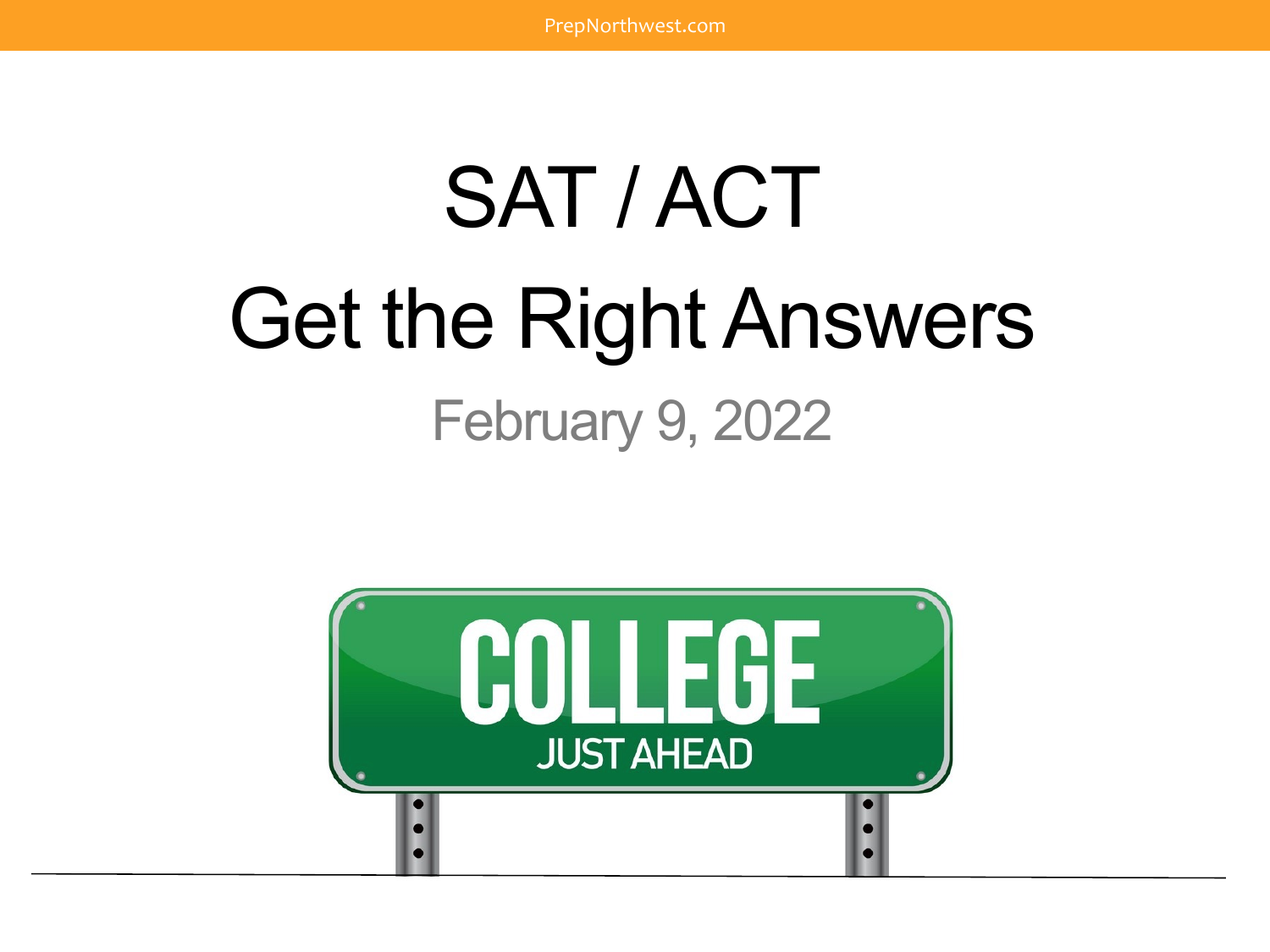# SAT / ACT

# Get the Right Answers

February 9, 2022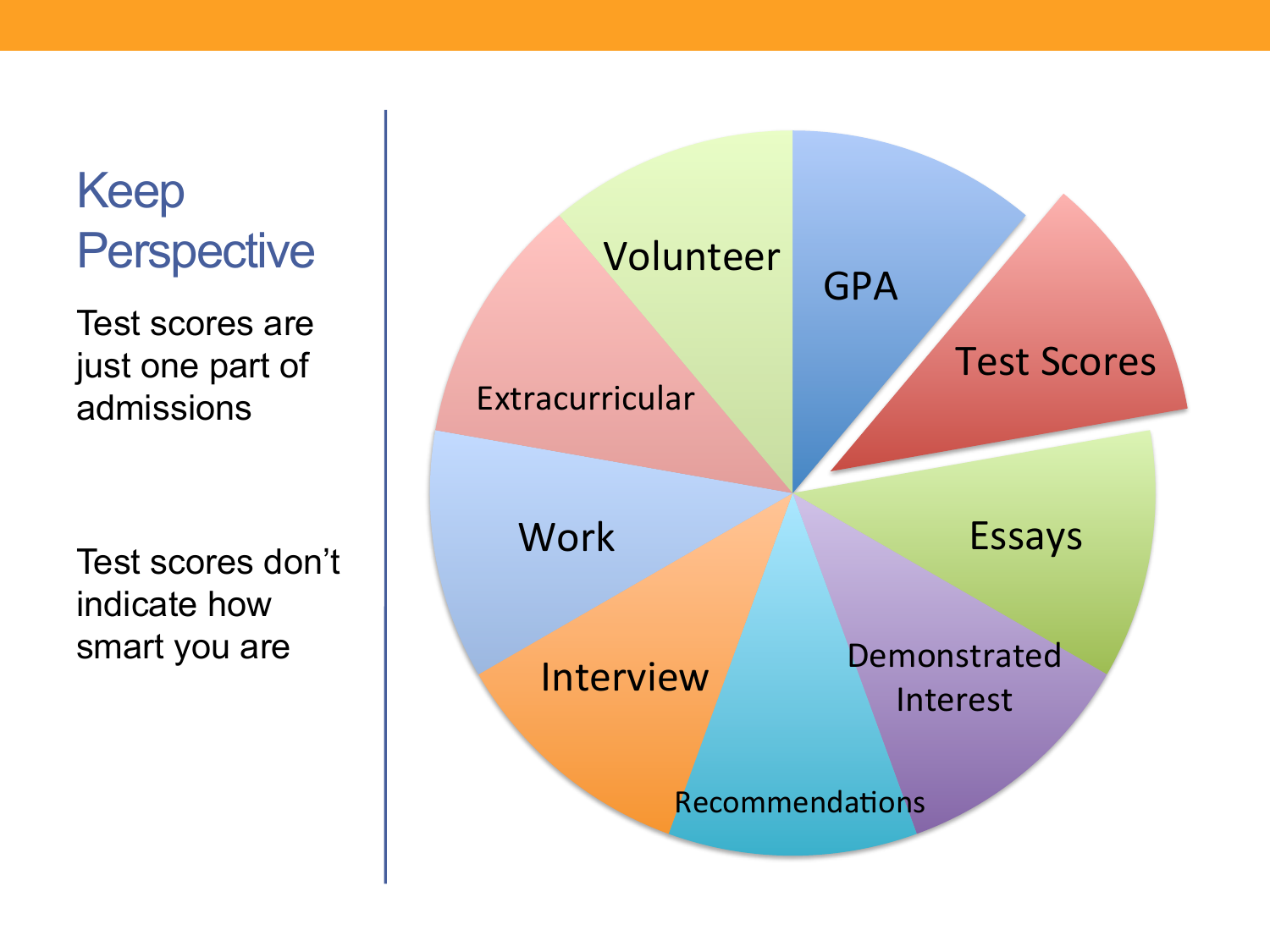# Keep Perspective

Test scores are just one part of admissions

Test scores don't indicate how smart you are

- Volunteer
- GPA
- Test Scores
- Essays
- Demonstrated Interest
- Recommendations
- Interview
- Work
- Extracurricular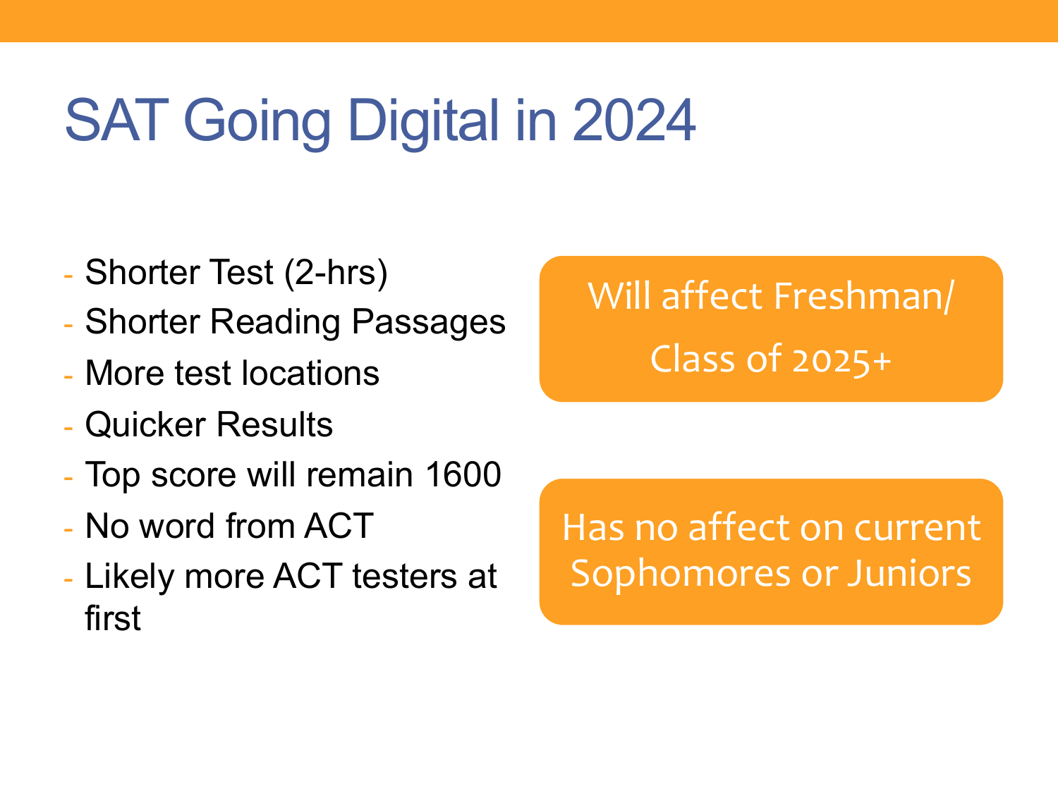# SAT Going Digital in 2024

- Shorter Test (2-hrs)
- Shorter Reading Passages
- More test locations
- Quicker Results
- Top score will remain 1600
- No word from ACT
- Likely more ACT testers at first

Will affect Freshman/ Class of 2025+

Has no affect on current Sophomores or Juniors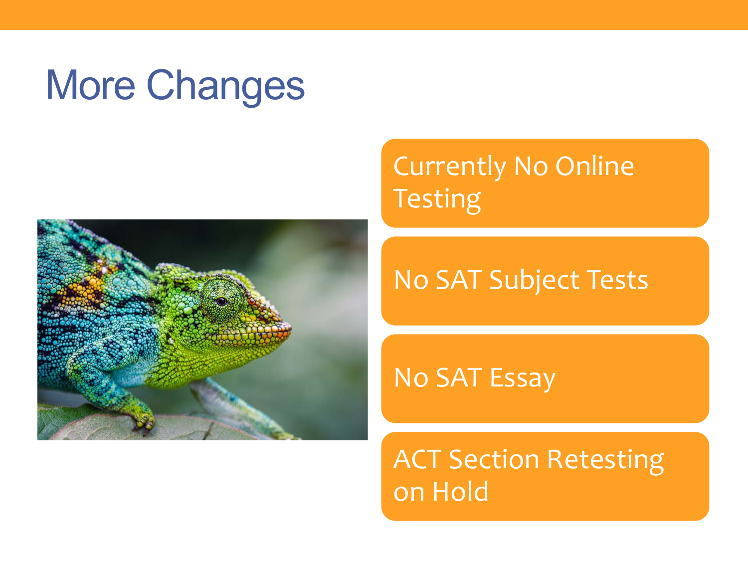# More Changes

- Currently No Online Testing
- No SAT Subject Tests
- No SAT Essay
- ACT Section Retesting on Hold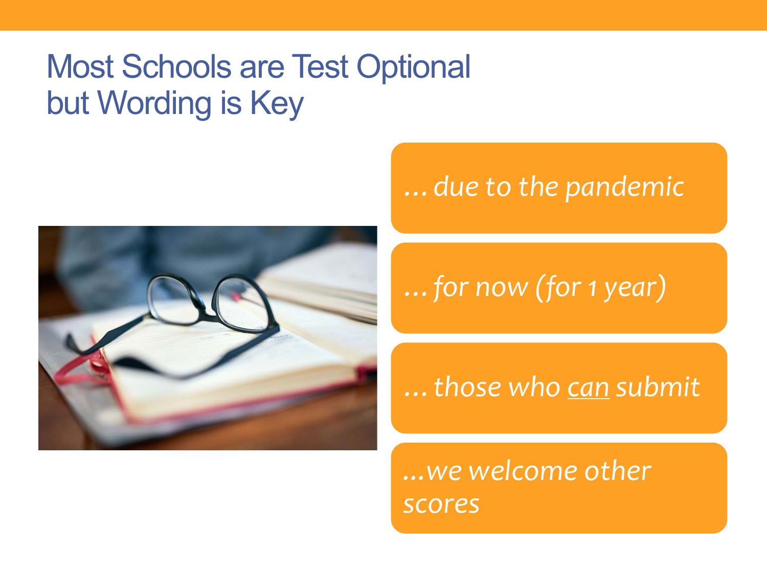# Most Schools are Test Optional but Wording is Key

- *… due to the pandemic*
- *… for now (for 1 year)*
- *… those who can submit*
- *…we welcome other scores*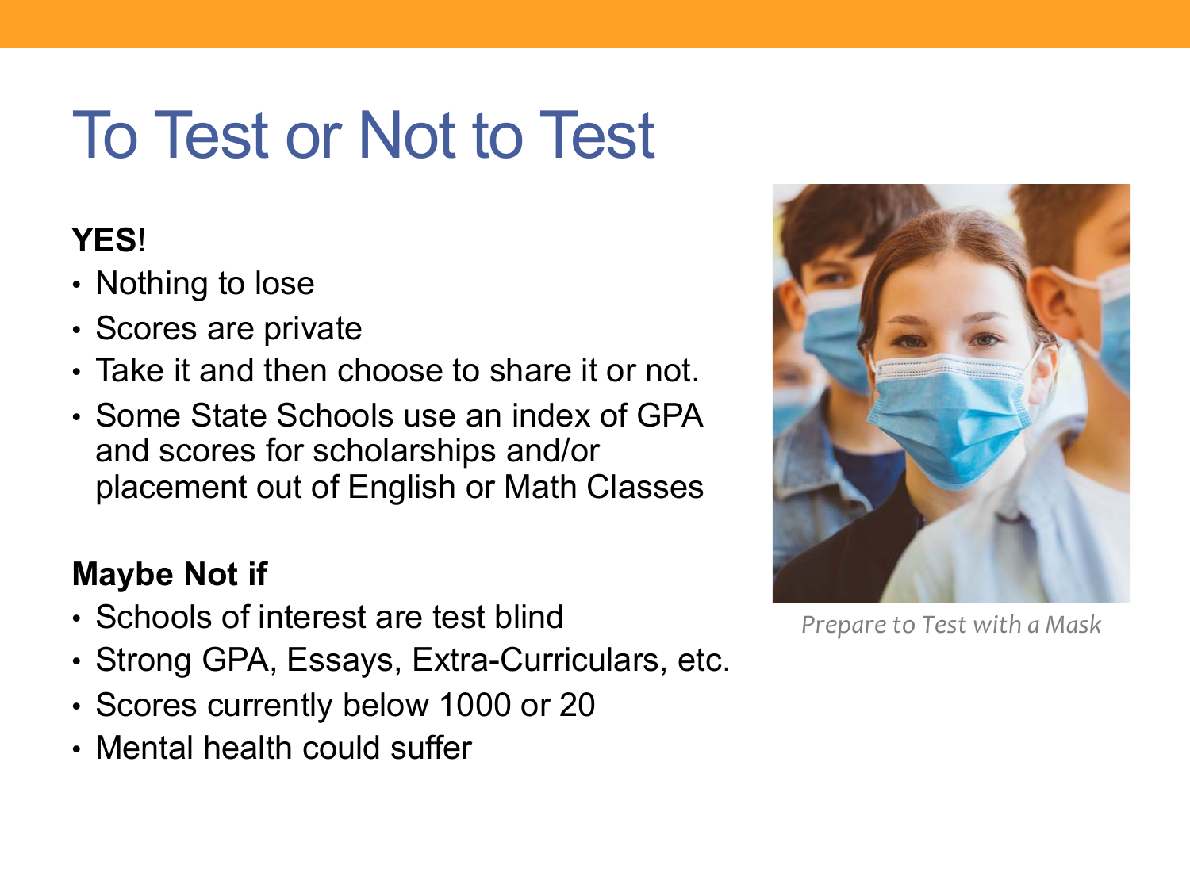# To Test or Not to Test

**YES**!

- Nothing to lose
- Scores are private
- Take it and then choose to share it or not.
- Some State Schools use an index of GPA and scores for scholarships and/or placement out of English or Math Classes

**Maybe Not if**

- Schools of interest are test blind
- Strong GPA, Essays, Extra-Curriculars, etc.
- Scores currently below 1000 or 20
- Mental health could suffer

*Prepare to Test with a Mask*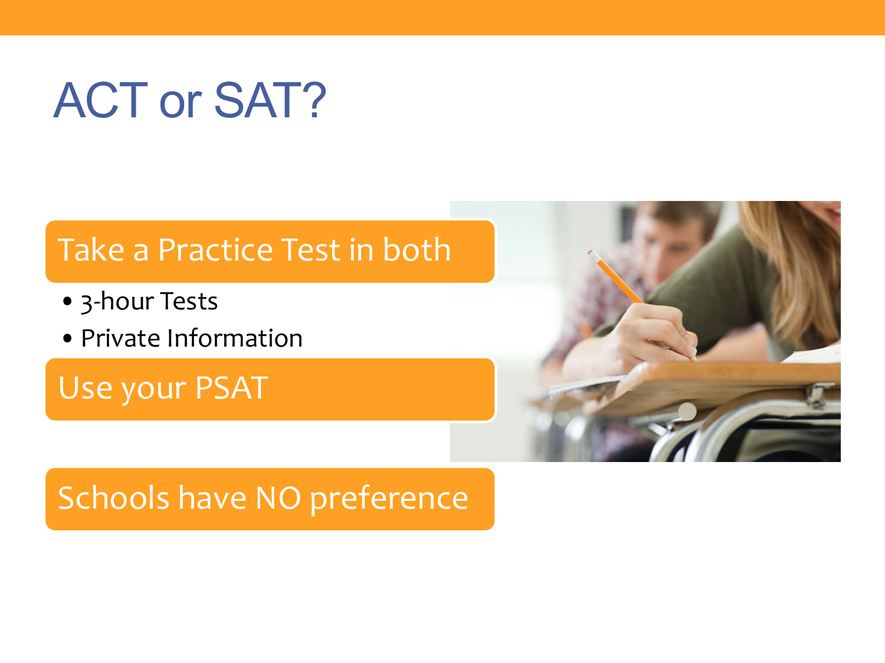# ACT or SAT?

**Take a Practice Test in both**

- 3-hour Tests
- Private Information

**Use your PSAT**

**Schools have NO preference**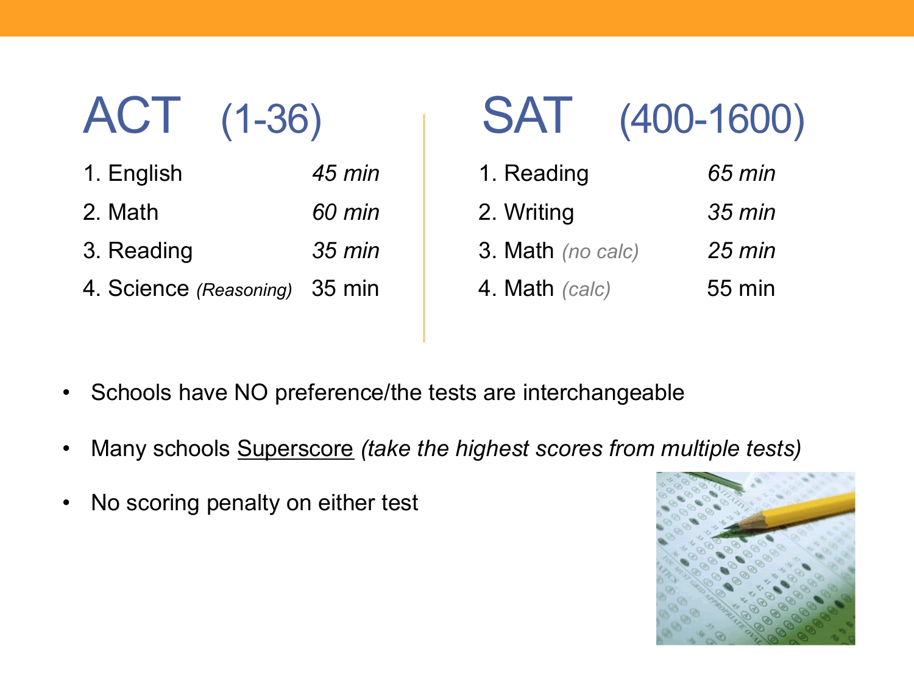## ACT (1-36)

1. English *45 min*
2. Math *60 min*
3. Reading *35 min*
4. Science *(Reasoning)* 35 min

## SAT (400-1600)

1. Reading *65 min*
2. Writing *35 min*
3. Math *(no calc)* *25 min*
4. Math *(calc)* 55 min

- Schools have NO preference/the tests are interchangeable
- Many schools Superscore *(take the highest scores from multiple tests)*
- No scoring penalty on either test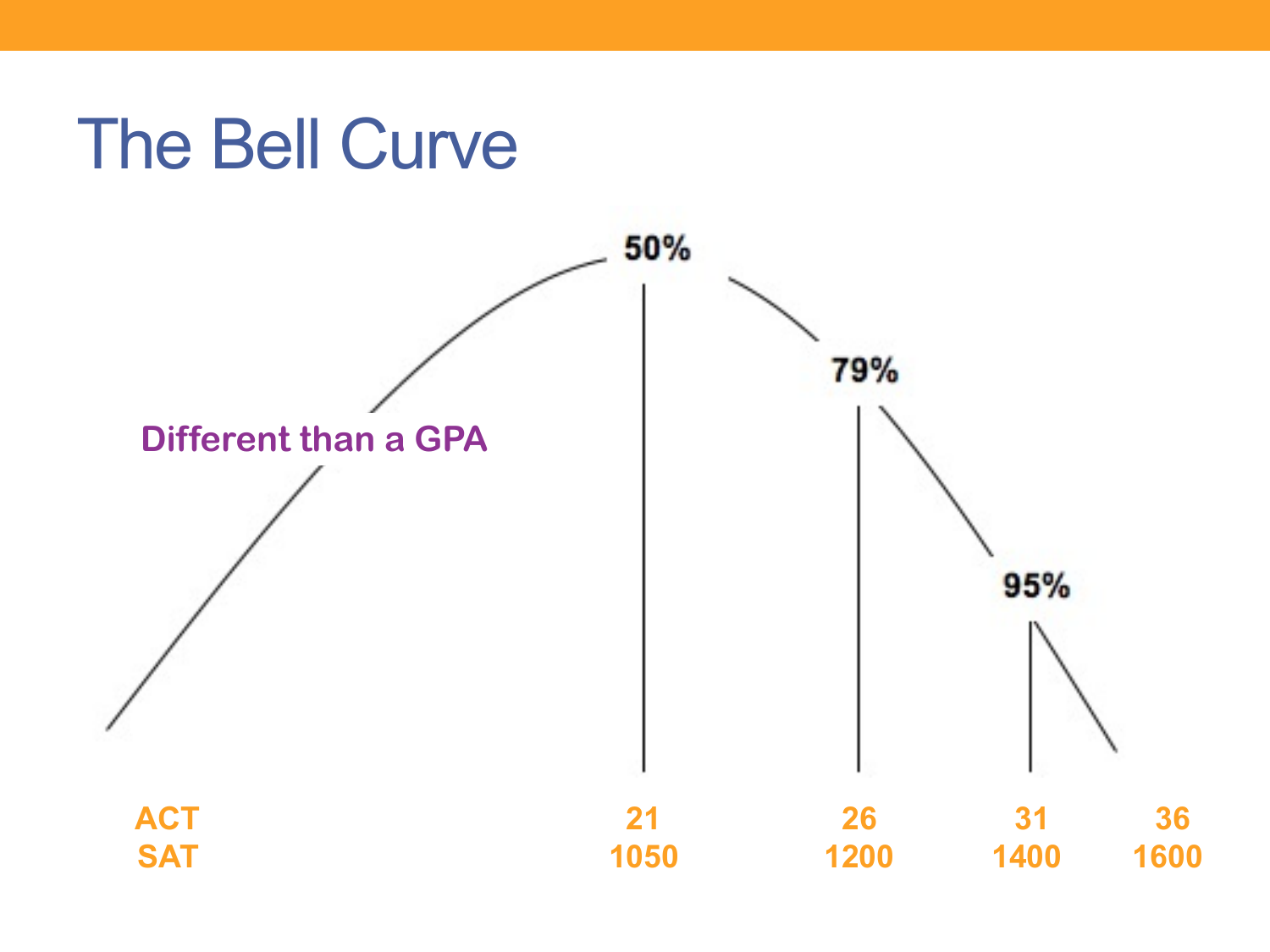# The Bell Curve

50%

79%

95%

Different than a GPA

| ACT | 21 | 26 | 31 | 36 |
| --- | --- | --- | --- | --- |
| SAT | 1050 | 1200 | 1400 | 1600 |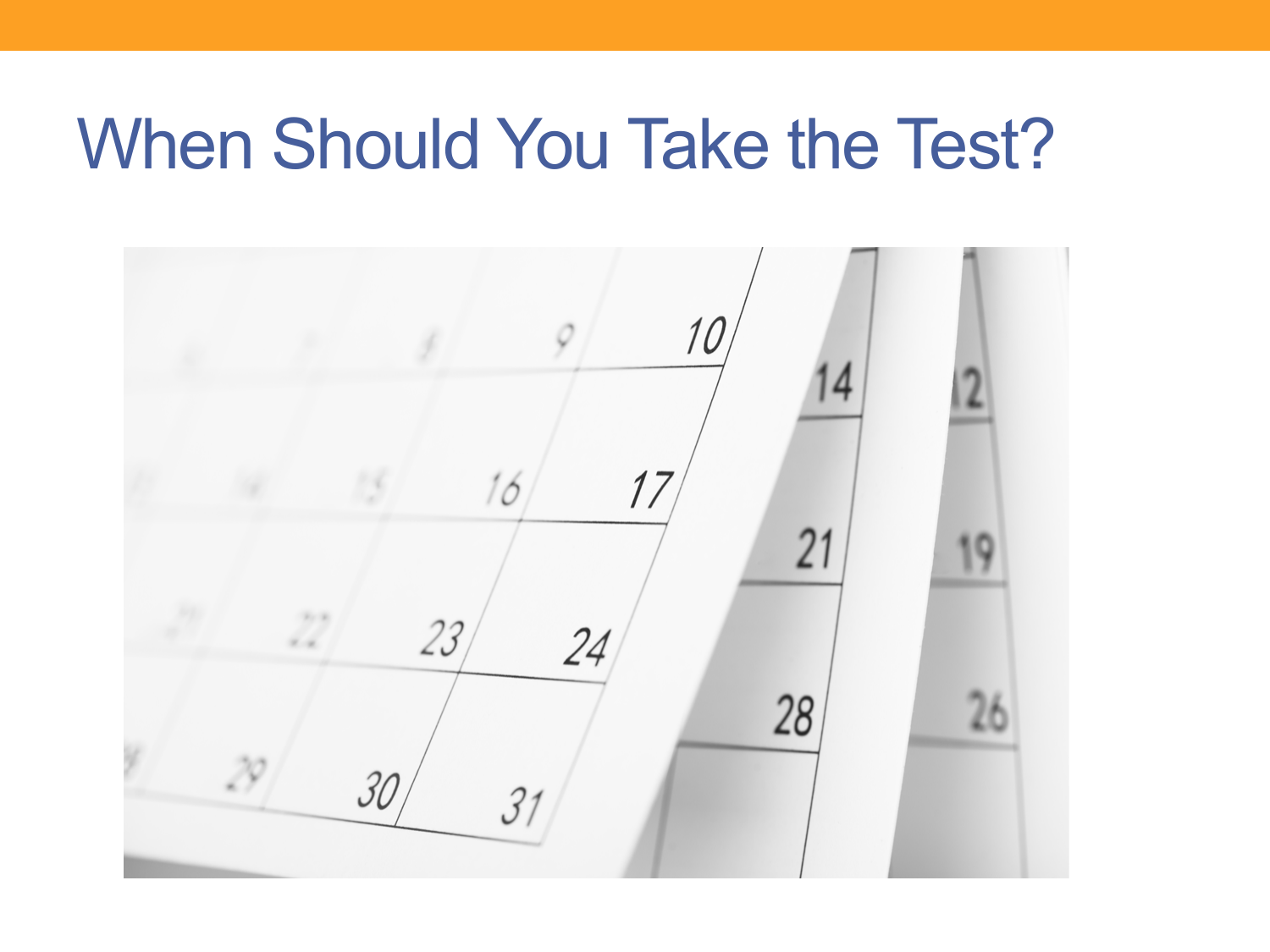# When Should You Take the Test?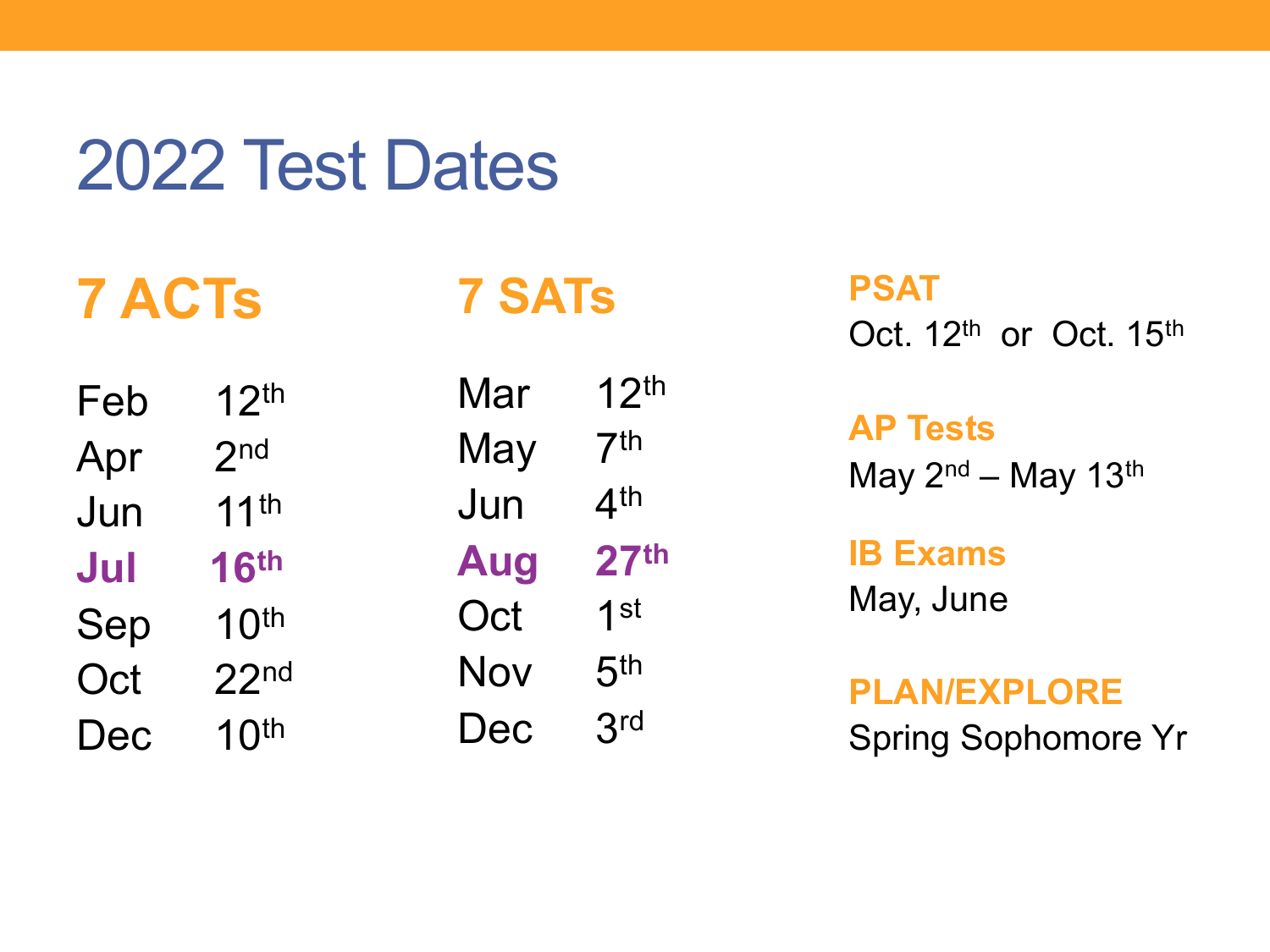# 2022 Test Dates

## 7 ACTs

| | |
|---|---|
| Feb | 12th |
| Apr | 2nd |
| Jun | 11th |
| **Jul** | **16th** |
| Sep | 10th |
| Oct | 22nd |
| Dec | 10th |

## 7 SATs

| | |
|---|---|
| Mar | 12th |
| May | 7th |
| Jun | 4th |
| **Aug** | **27th** |
| Oct | 1st |
| Nov | 5th |
| Dec | 3rd |

**PSAT**

Oct. 12th or Oct. 15th

**AP Tests**

May 2nd – May 13th

**IB Exams**

May, June

**PLAN/EXPLORE**

Spring Sophomore Yr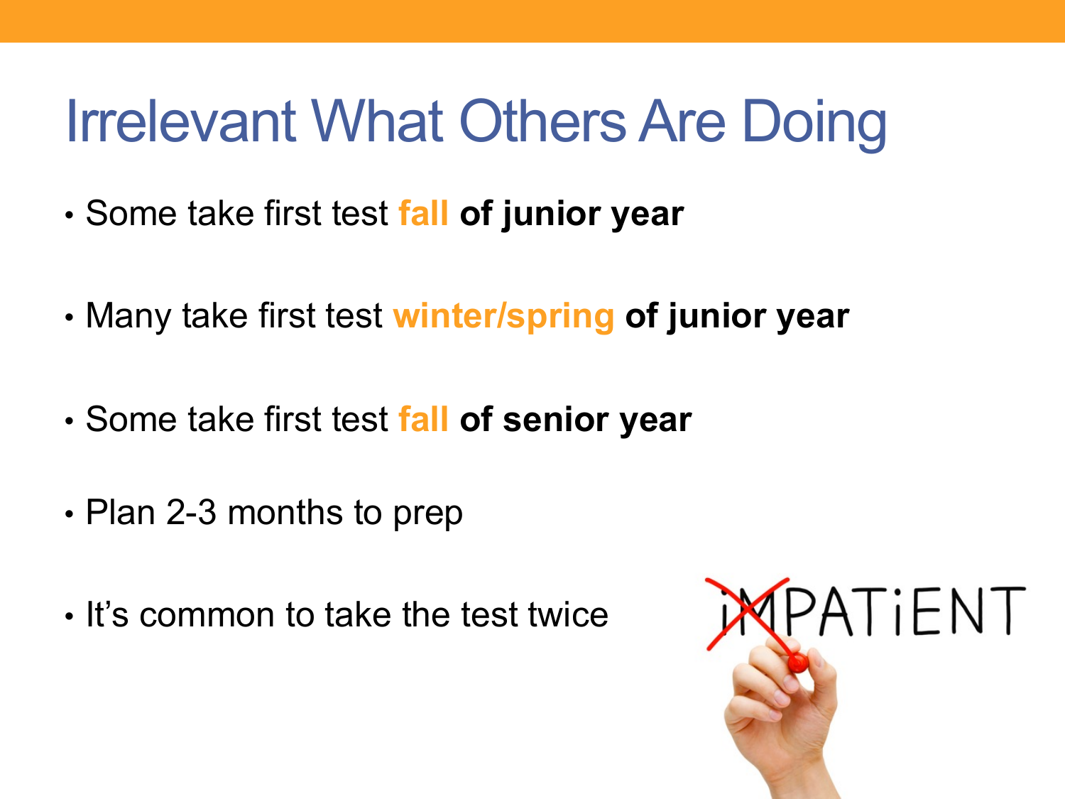# Irrelevant What Others Are Doing

- Some take first test fall **of junior year**
- Many take first test winter/spring **of junior year**
- Some take first test fall **of senior year**
- Plan 2-3 months to prep
- It's common to take the test twice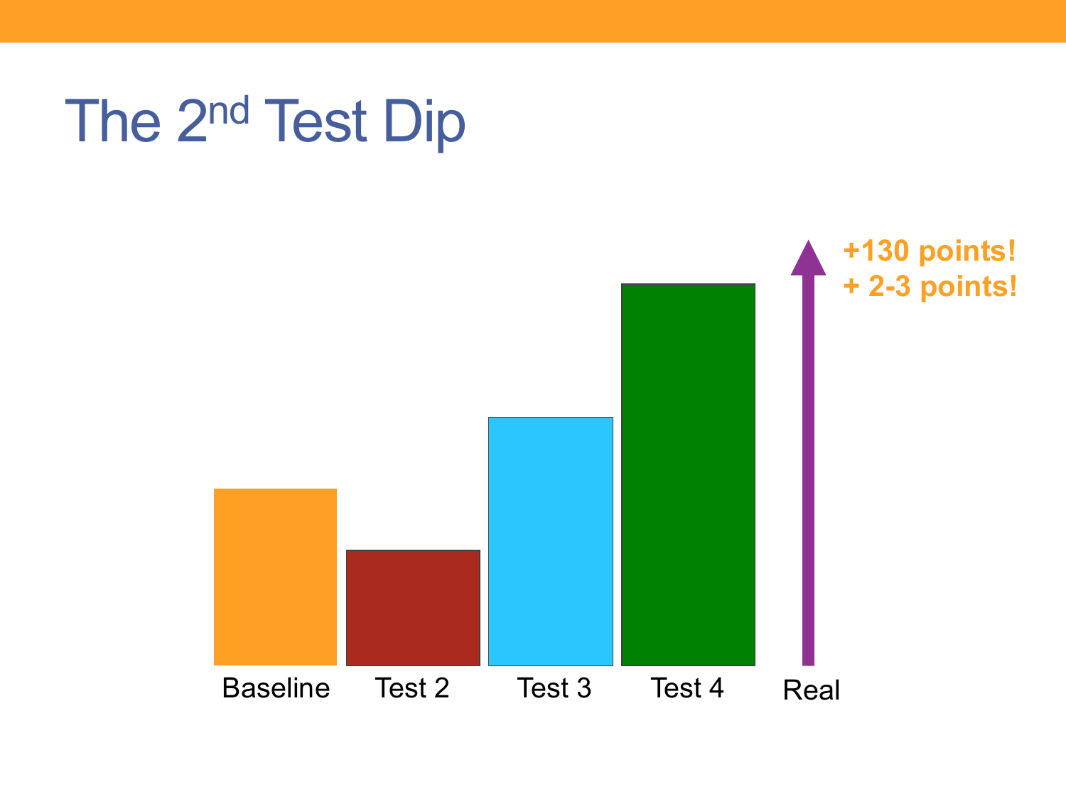# The 2[nd] Test Dip

Baseline

Test 2

Test 3

Test 4

Real

**+130 points!**

**+ 2-3 points!**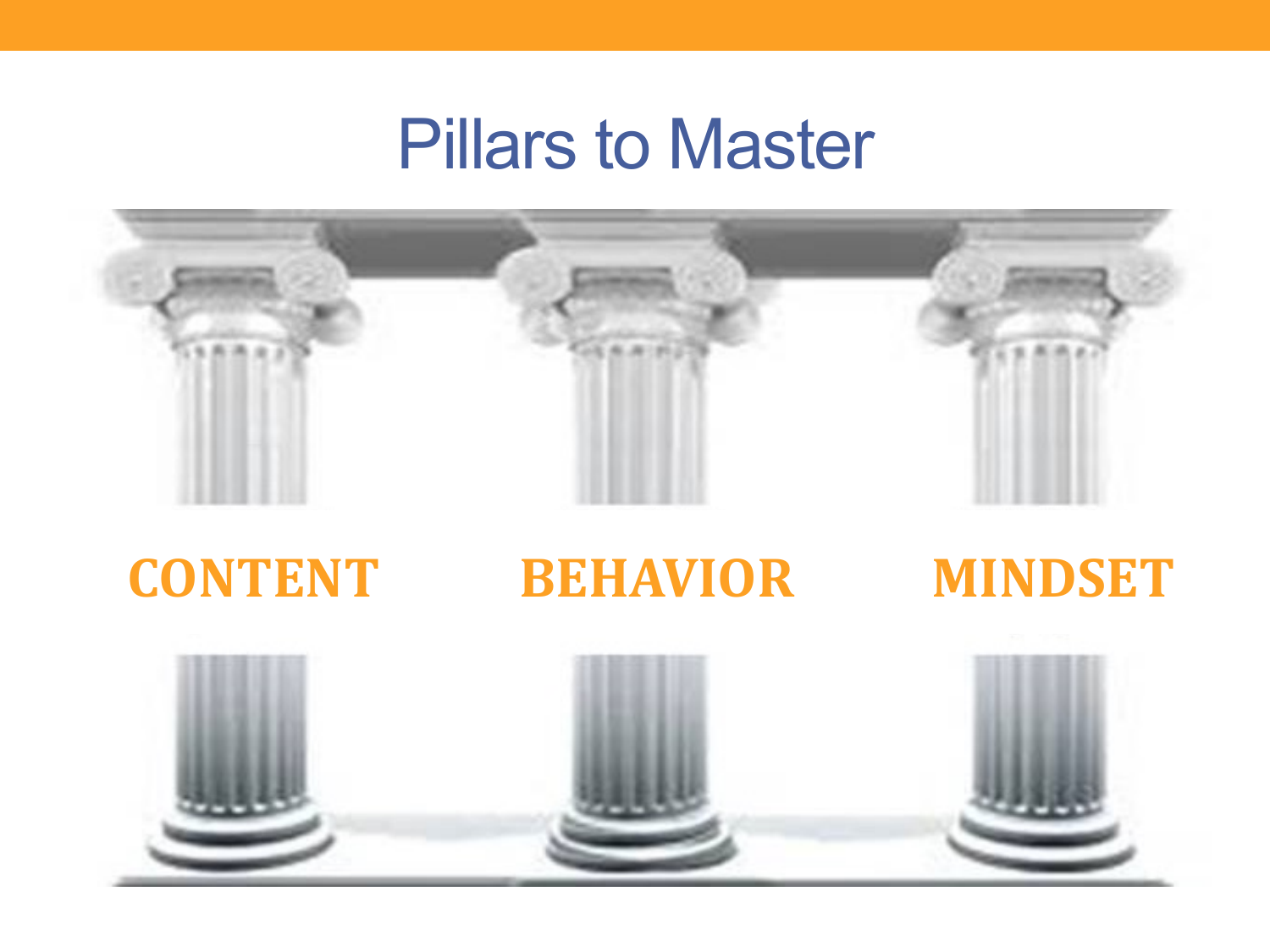# Pillars to Master

**CONTENT** | **BEHAVIOR** | **MINDSET**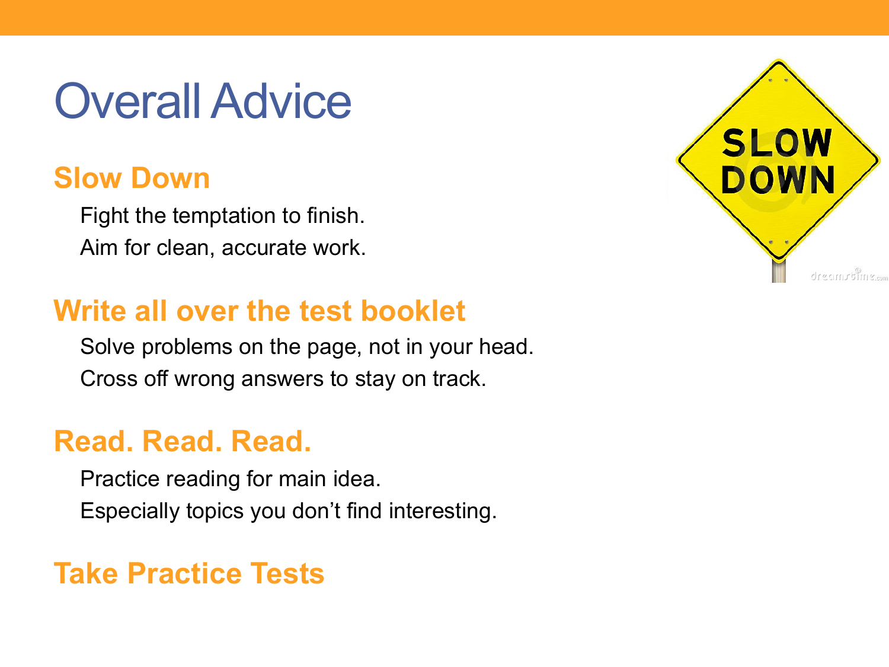# Overall Advice

## Slow Down

Fight the temptation to finish.

Aim for clean, accurate work.

## Write all over the test booklet

Solve problems on the page, not in your head.

Cross off wrong answers to stay on track.

## Read. Read. Read.

Practice reading for main idea.

Especially topics you don't find interesting.

## Take Practice Tests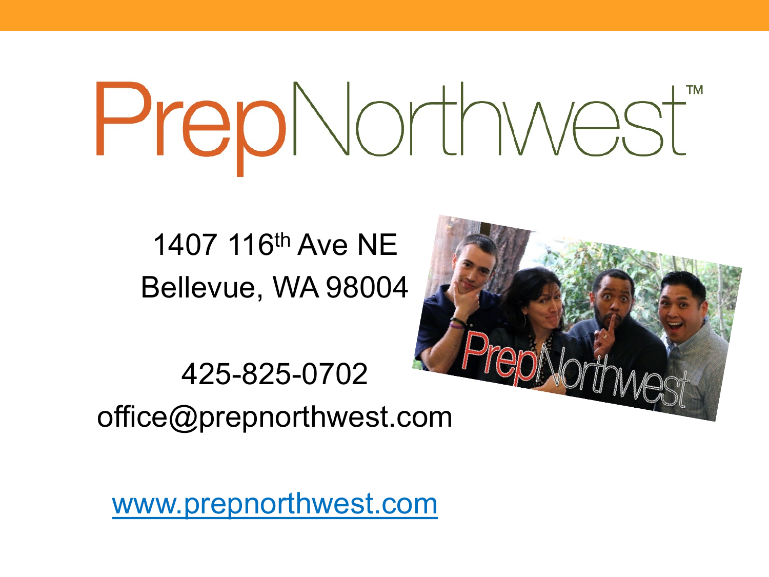# PrepNorthwest™

1407 116th Ave NE
Bellevue, WA 98004

425-825-0702
office@prepnorthwest.com

www.prepnorthwest.com